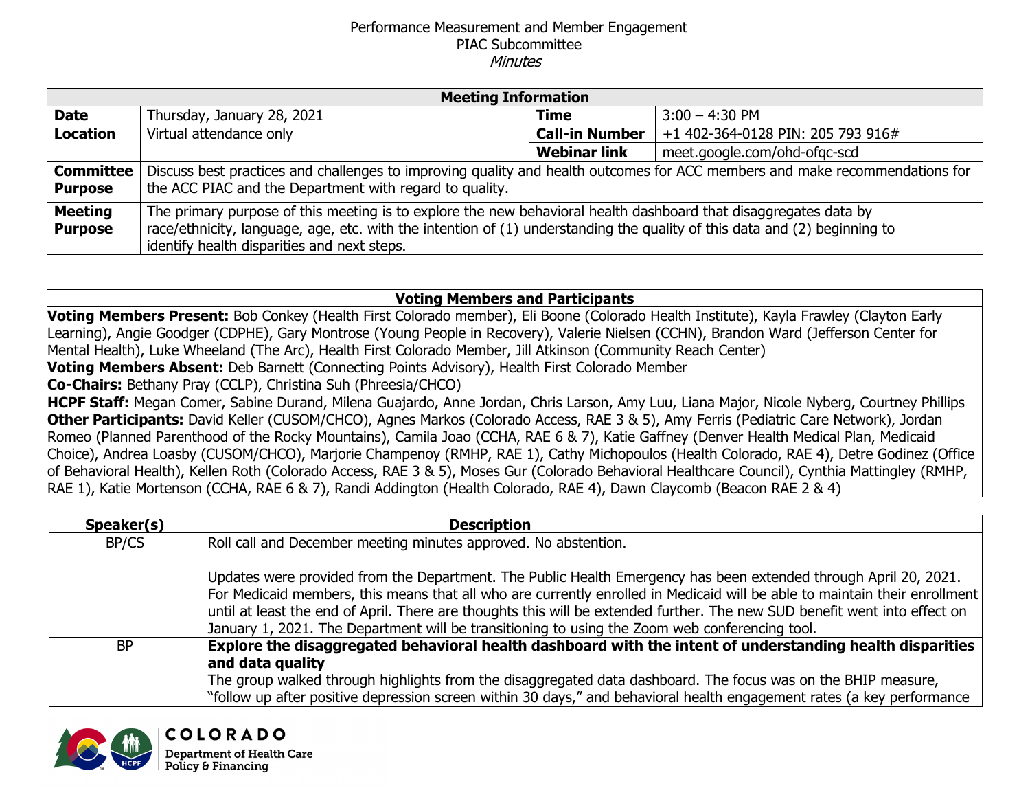Performance Measurement and Member Engagement
PIAC Subcommittee
*Minutes*

| Meeting Information | | | |
|---|---|---|---|
| **Date** | Thursday, January 28, 2021 | **Time** | 3:00 – 4:30 PM |
| **Location** | Virtual attendance only | **Call-in Number** | +1 402-364-0128 PIN: 205 793 916# |
| | | **Webinar link** | meet.google.com/ohd-ofqc-scd |
| **Committee Purpose** | Discuss best practices and challenges to improving quality and health outcomes for ACC members and make recommendations for the ACC PIAC and the Department with regard to quality. | | |
| **Meeting Purpose** | The primary purpose of this meeting is to explore the new behavioral health dashboard that disaggregates data by race/ethnicity, language, age, etc. with the intention of (1) understanding the quality of this data and (2) beginning to identify health disparities and next steps. | | |

| Voting Members and Participants |
|---|
| **Voting Members Present:** Bob Conkey (Health First Colorado member), Eli Boone (Colorado Health Institute), Kayla Frawley (Clayton Early Learning), Angie Goodger (CDPHE), Gary Montrose (Young People in Recovery), Valerie Nielsen (CCHN), Brandon Ward (Jefferson Center for Mental Health), Luke Wheeland (The Arc), Health First Colorado Member, Jill Atkinson (Community Reach Center) |
| **Voting Members Absent:** Deb Barnett (Connecting Points Advisory), Health First Colorado Member |
| **Co-Chairs:** Bethany Pray (CCLP), Christina Suh (Phreesia/CHCO) |
| **HCPF Staff:** Megan Comer, Sabine Durand, Milena Guajardo, Anne Jordan, Chris Larson, Amy Luu, Liana Major, Nicole Nyberg, Courtney Phillips |
| **Other Participants:** David Keller (CUSOM/CHCO), Agnes Markos (Colorado Access, RAE 3 & 5), Amy Ferris (Pediatric Care Network), Jordan Romeo (Planned Parenthood of the Rocky Mountains), Camila Joao (CCHA, RAE 6 & 7), Katie Gaffney (Denver Health Medical Plan, Medicaid Choice), Andrea Loasby (CUSOM/CHCO), Marjorie Champenoy (RMHP, RAE 1), Cathy Michopoulos (Health Colorado, RAE 4), Detre Godinez (Office of Behavioral Health), Kellen Roth (Colorado Access, RAE 3 & 5), Moses Gur (Colorado Behavioral Healthcare Council), Cynthia Mattingley (RMHP, RAE 1), Katie Mortenson (CCHA, RAE 6 & 7), Randi Addington (Health Colorado, RAE 4), Dawn Claycomb (Beacon RAE 2 & 4) |

| Speaker(s) | Description |
|---|---|
| BP/CS | Roll call and December meeting minutes approved. No abstention.<br><br>Updates were provided from the Department. The Public Health Emergency has been extended through April 20, 2021. For Medicaid members, this means that all who are currently enrolled in Medicaid will be able to maintain their enrollment until at least the end of April. There are thoughts this will be extended further. The new SUD benefit went into effect on January 1, 2021. The Department will be transitioning to using the Zoom web conferencing tool. |
| BP | **Explore the disaggregated behavioral health dashboard with the intent of understanding health disparities and data quality**<br>The group walked through highlights from the disaggregated data dashboard. The focus was on the BHIP measure, "follow up after positive depression screen within 30 days," and behavioral health engagement rates (a key performance |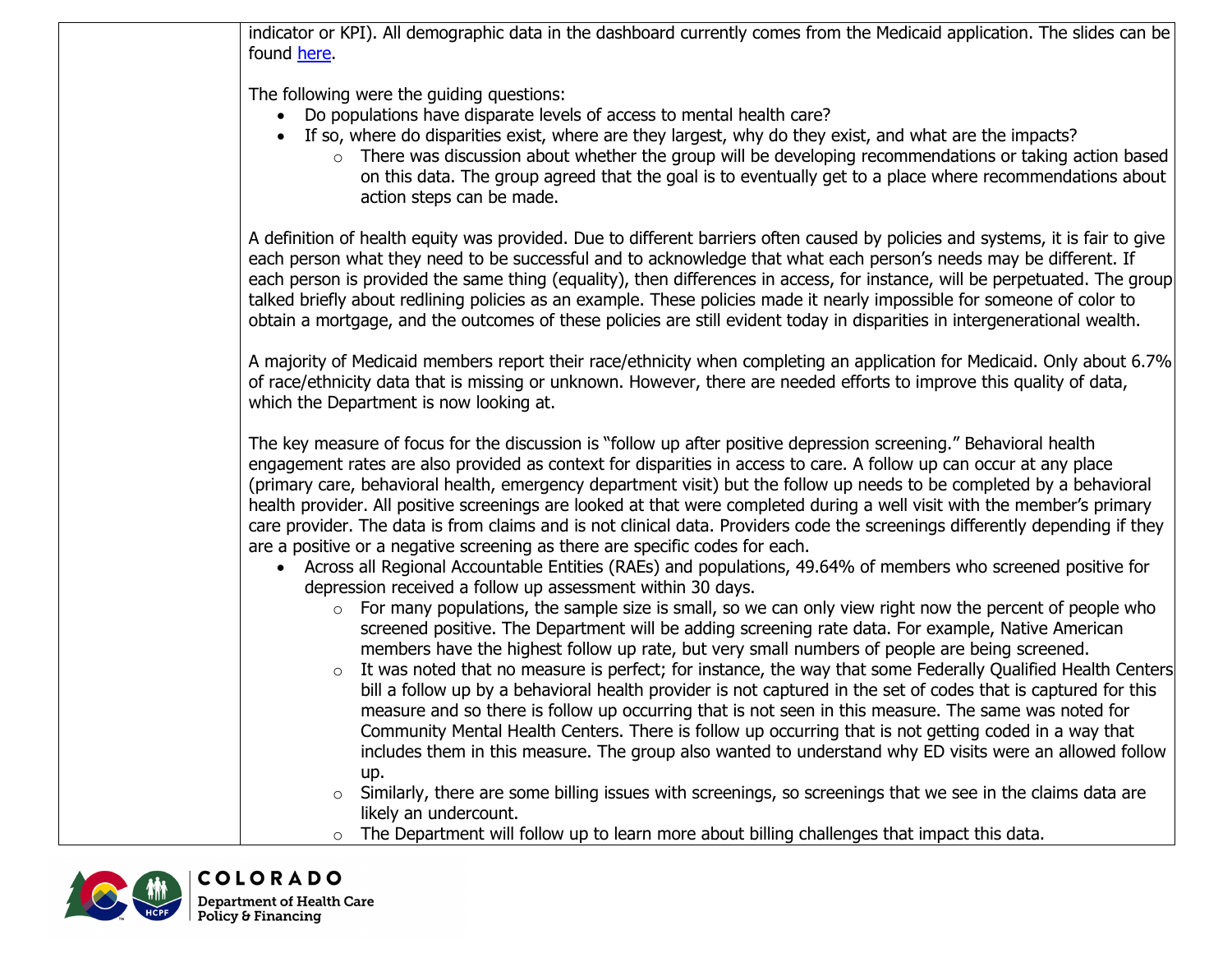indicator or KPI). All demographic data in the dashboard currently comes from the Medicaid application. The slides can be found here.

The following were the guiding questions:

- Do populations have disparate levels of access to mental health care?
- If so, where do disparities exist, where are they largest, why do they exist, and what are the impacts?
  - There was discussion about whether the group will be developing recommendations or taking action based on this data. The group agreed that the goal is to eventually get to a place where recommendations about action steps can be made.

A definition of health equity was provided. Due to different barriers often caused by policies and systems, it is fair to give each person what they need to be successful and to acknowledge that what each person's needs may be different. If each person is provided the same thing (equality), then differences in access, for instance, will be perpetuated. The group talked briefly about redlining policies as an example. These policies made it nearly impossible for someone of color to obtain a mortgage, and the outcomes of these policies are still evident today in disparities in intergenerational wealth.

A majority of Medicaid members report their race/ethnicity when completing an application for Medicaid. Only about 6.7% of race/ethnicity data that is missing or unknown. However, there are needed efforts to improve this quality of data, which the Department is now looking at.

The key measure of focus for the discussion is "follow up after positive depression screening." Behavioral health engagement rates are also provided as context for disparities in access to care. A follow up can occur at any place (primary care, behavioral health, emergency department visit) but the follow up needs to be completed by a behavioral health provider. All positive screenings are looked at that were completed during a well visit with the member's primary care provider. The data is from claims and is not clinical data. Providers code the screenings differently depending if they are a positive or a negative screening as there are specific codes for each.

- Across all Regional Accountable Entities (RAEs) and populations, 49.64% of members who screened positive for depression received a follow up assessment within 30 days.
  - For many populations, the sample size is small, so we can only view right now the percent of people who screened positive. The Department will be adding screening rate data. For example, Native American members have the highest follow up rate, but very small numbers of people are being screened.
  - It was noted that no measure is perfect; for instance, the way that some Federally Qualified Health Centers bill a follow up by a behavioral health provider is not captured in the set of codes that is captured for this measure and so there is follow up occurring that is not seen in this measure. The same was noted for Community Mental Health Centers. There is follow up occurring that is not getting coded in a way that includes them in this measure. The group also wanted to understand why ED visits were an allowed follow up.
  - Similarly, there are some billing issues with screenings, so screenings that we see in the claims data are likely an undercount.
  - The Department will follow up to learn more about billing challenges that impact this data.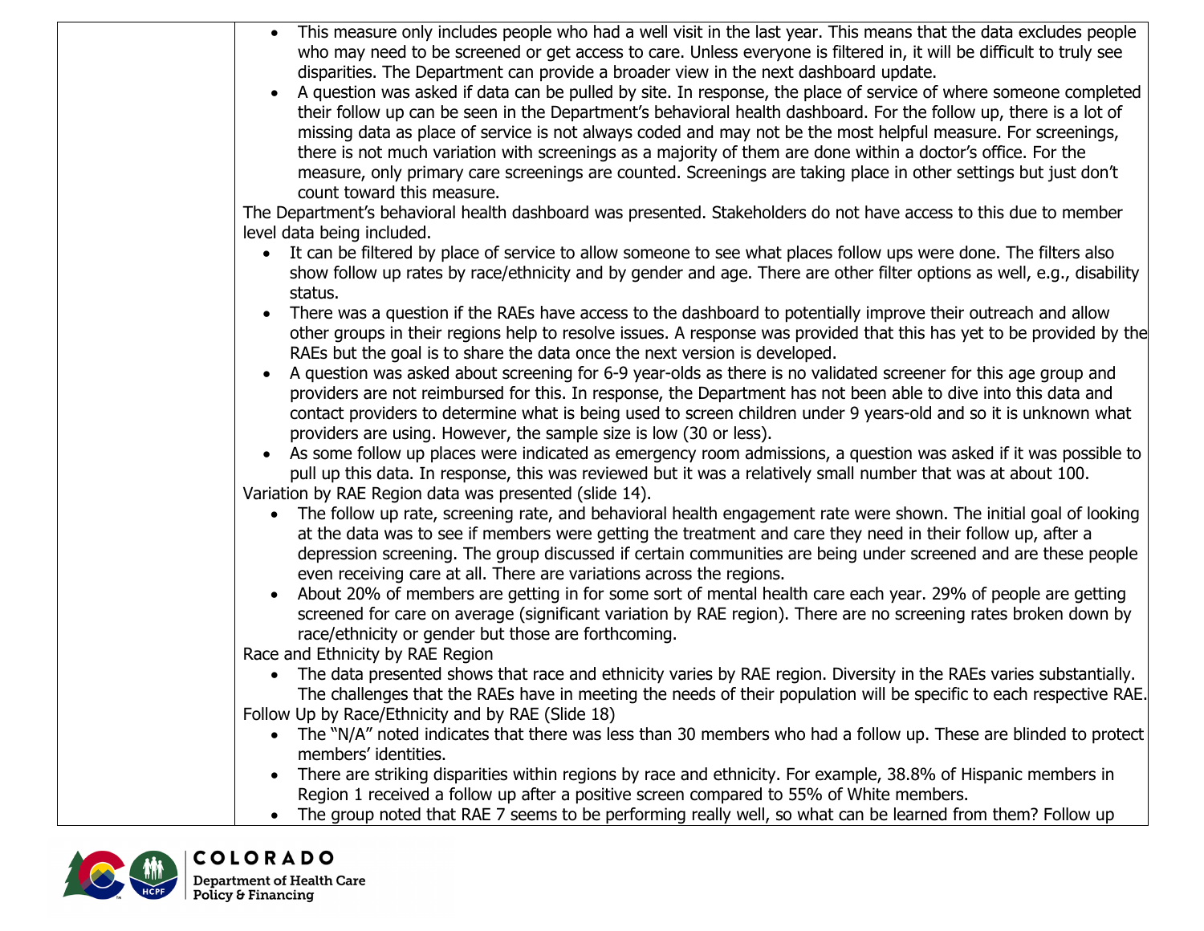| | |
|---|---|
| | • This measure only includes people who had a well visit in the last year. This means that the data excludes people who may need to be screened or get access to care. Unless everyone is filtered in, it will be difficult to truly see disparities. The Department can provide a broader view in the next dashboard update.<br>• A question was asked if data can be pulled by site. In response, the place of service of where someone completed their follow up can be seen in the Department's behavioral health dashboard. For the follow up, there is a lot of missing data as place of service is not always coded and may not be the most helpful measure. For screenings, there is not much variation with screenings as a majority of them are done within a doctor's office. For the measure, only primary care screenings are counted. Screenings are taking place in other settings but just don't count toward this measure.<br>The Department's behavioral health dashboard was presented. Stakeholders do not have access to this due to member level data being included.<br>• It can be filtered by place of service to allow someone to see what places follow ups were done. The filters also show follow up rates by race/ethnicity and by gender and age. There are other filter options as well, e.g., disability status.<br>• There was a question if the RAEs have access to the dashboard to potentially improve their outreach and allow other groups in their regions help to resolve issues. A response was provided that this has yet to be provided by the RAEs but the goal is to share the data once the next version is developed.<br>• A question was asked about screening for 6-9 year-olds as there is no validated screener for this age group and providers are not reimbursed for this. In response, the Department has not been able to dive into this data and contact providers to determine what is being used to screen children under 9 years-old and so it is unknown what providers are using. However, the sample size is low (30 or less).<br>• As some follow up places were indicated as emergency room admissions, a question was asked if it was possible to pull up this data. In response, this was reviewed but it was a relatively small number that was at about 100.<br>Variation by RAE Region data was presented (slide 14).<br>• The follow up rate, screening rate, and behavioral health engagement rate were shown. The initial goal of looking at the data was to see if members were getting the treatment and care they need in their follow up, after a depression screening. The group discussed if certain communities are being under screened and are these people even receiving care at all. There are variations across the regions.<br>• About 20% of members are getting in for some sort of mental health care each year. 29% of people are getting screened for care on average (significant variation by RAE region). There are no screening rates broken down by race/ethnicity or gender but those are forthcoming.<br>Race and Ethnicity by RAE Region<br>• The data presented shows that race and ethnicity varies by RAE region. Diversity in the RAEs varies substantially. The challenges that the RAEs have in meeting the needs of their population will be specific to each respective RAE.<br>Follow Up by Race/Ethnicity and by RAE (Slide 18)<br>• The "N/A" noted indicates that there was less than 30 members who had a follow up. These are blinded to protect members' identities.<br>• There are striking disparities within regions by race and ethnicity. For example, 38.8% of Hispanic members in Region 1 received a follow up after a positive screen compared to 55% of White members.<br>• The group noted that RAE 7 seems to be performing really well, so what can be learned from them? Follow up |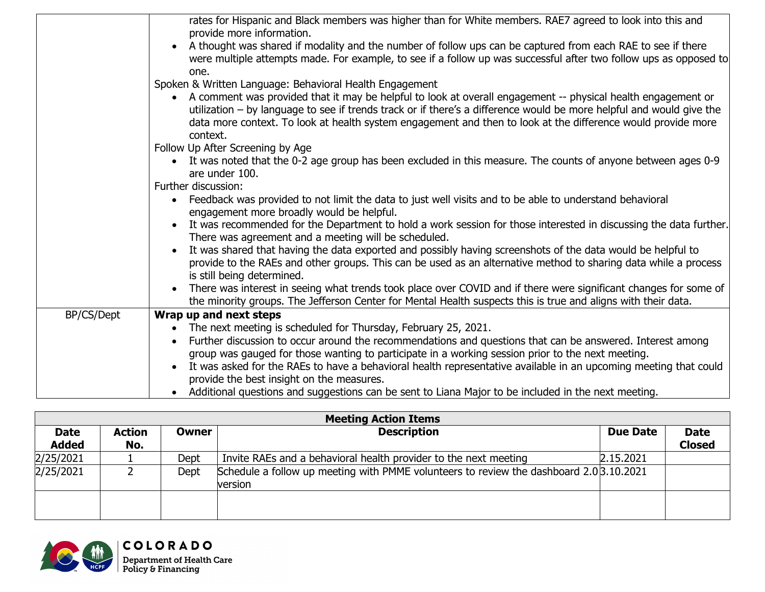| | |
|---|---|
| | rates for Hispanic and Black members was higher than for White members. RAE7 agreed to look into this and provide more information.<br>• A thought was shared if modality and the number of follow ups can be captured from each RAE to see if there were multiple attempts made. For example, to see if a follow up was successful after two follow ups as opposed to one.<br>Spoken & Written Language: Behavioral Health Engagement<br>• A comment was provided that it may be helpful to look at overall engagement -- physical health engagement or utilization – by language to see if trends track or if there's a difference would be more helpful and would give the data more context. To look at health system engagement and then to look at the difference would provide more context.<br>Follow Up After Screening by Age<br>• It was noted that the 0-2 age group has been excluded in this measure. The counts of anyone between ages 0-9 are under 100.<br>Further discussion:<br>• Feedback was provided to not limit the data to just well visits and to be able to understand behavioral engagement more broadly would be helpful.<br>• It was recommended for the Department to hold a work session for those interested in discussing the data further. There was agreement and a meeting will be scheduled.<br>• It was shared that having the data exported and possibly having screenshots of the data would be helpful to provide to the RAEs and other groups. This can be used as an alternative method to sharing data while a process is still being determined.<br>• There was interest in seeing what trends took place over COVID and if there were significant changes for some of the minority groups. The Jefferson Center for Mental Health suspects this is true and aligns with their data. |
| BP/CS/Dept | **Wrap up and next steps**<br>• The next meeting is scheduled for Thursday, February 25, 2021.<br>• Further discussion to occur around the recommendations and questions that can be answered. Interest among group was gauged for those wanting to participate in a working session prior to the next meeting.<br>• It was asked for the RAEs to have a behavioral health representative available in an upcoming meeting that could provide the best insight on the measures.<br>• Additional questions and suggestions can be sent to Liana Major to be included in the next meeting. |

**Meeting Action Items**

| Date Added | Action No. | Owner | Description | Due Date | Date Closed |
|---|---|---|---|---|---|
| 2/25/2021 | 1 | Dept | Invite RAEs and a behavioral health provider to the next meeting | 2.15.2021 | |
| 2/25/2021 | 2 | Dept | Schedule a follow up meeting with PMME volunteers to review the dashboard 2.0 version | 3.10.2021 | |
| | | | | | |

COLORADO
Department of Health Care Policy & Financing